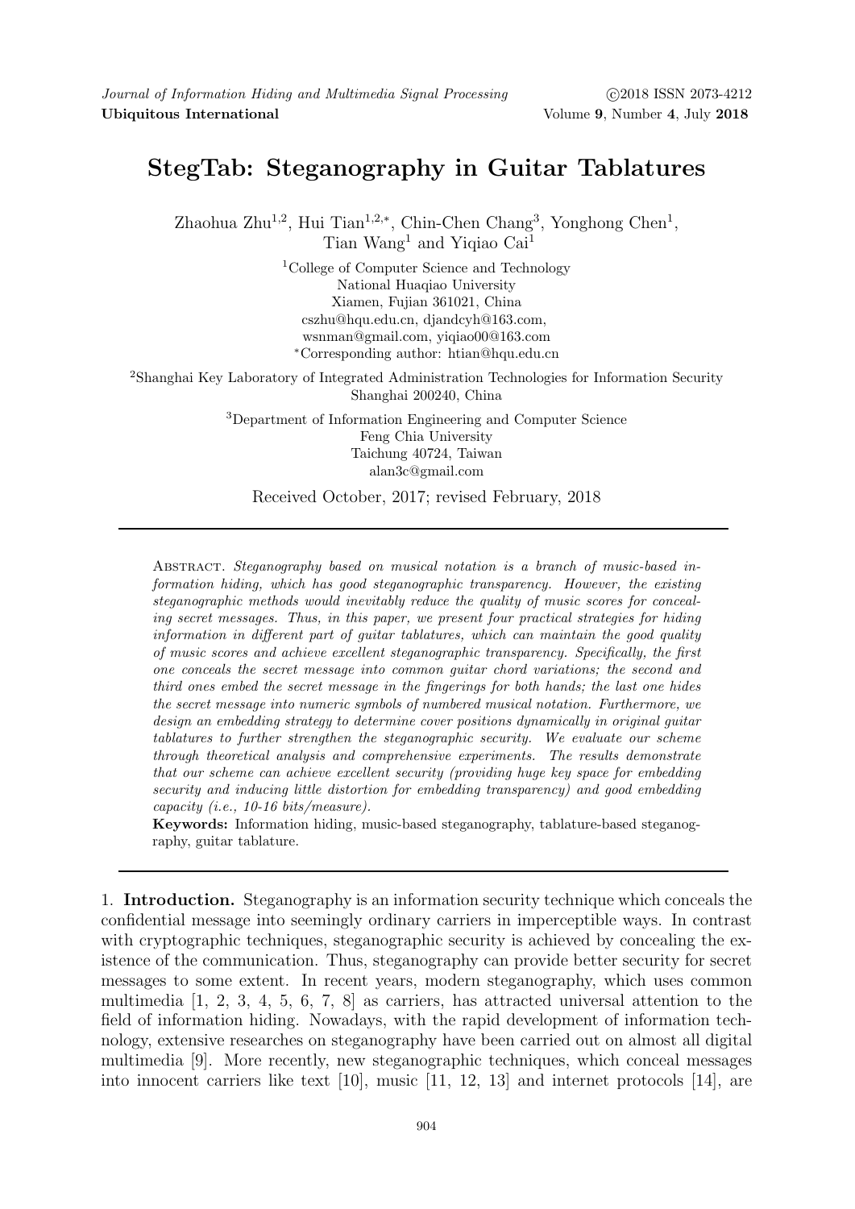# StegTab: Steganography in Guitar Tablatures

Zhaohua Zhu[1,2], Hui Tian[1,2,*], Chin-Chen Chang[3], Yonghong Chen[1], Tian Wang[1] and Yiqiao Cai[1]

[1]College of Computer Science and Technology
National Huaqiao University
Xiamen, Fujian 361021, China
cszhu@hqu.edu.cn, djandcyh@163.com,
wsnman@gmail.com, yiqiao00@163.com
*Corresponding author: htian@hqu.edu.cn

[2]Shanghai Key Laboratory of Integrated Administration Technologies for Information Security
Shanghai 200240, China

[3]Department of Information Engineering and Computer Science
Feng Chia University
Taichung 40724, Taiwan
alan3c@gmail.com

Received October, 2017; revised February, 2018

---

Abstract. *Steganography based on musical notation is a branch of music-based information hiding, which has good steganographic transparency. However, the existing steganographic methods would inevitably reduce the quality of music scores for concealing secret messages. Thus, in this paper, we present four practical strategies for hiding information in different part of guitar tablatures, which can maintain the good quality of music scores and achieve excellent steganographic transparency. Specifically, the first one conceals the secret message into common guitar chord variations; the second and third ones embed the secret message in the fingerings for both hands; the last one hides the secret message into numeric symbols of numbered musical notation. Furthermore, we design an embedding strategy to determine cover positions dynamically in original guitar tablatures to further strengthen the steganographic security. We evaluate our scheme through theoretical analysis and comprehensive experiments. The results demonstrate that our scheme can achieve excellent security (providing huge key space for embedding security and inducing little distortion for embedding transparency) and good embedding capacity (i.e., 10-16 bits/measure).*

**Keywords:** Information hiding, music-based steganography, tablature-based steganography, guitar tablature.

---

## 1. Introduction.

Steganography is an information security technique which conceals the confidential message into seemingly ordinary carriers in imperceptible ways. In contrast with cryptographic techniques, steganographic security is achieved by concealing the existence of the communication. Thus, steganography can provide better security for secret messages to some extent. In recent years, modern steganography, which uses common multimedia [1, 2, 3, 4, 5, 6, 7, 8] as carriers, has attracted universal attention to the field of information hiding. Nowadays, with the rapid development of information technology, extensive researches on steganography have been carried out on almost all digital multimedia [9]. More recently, new steganographic techniques, which conceal messages into innocent carriers like text [10], music [11, 12, 13] and internet protocols [14], are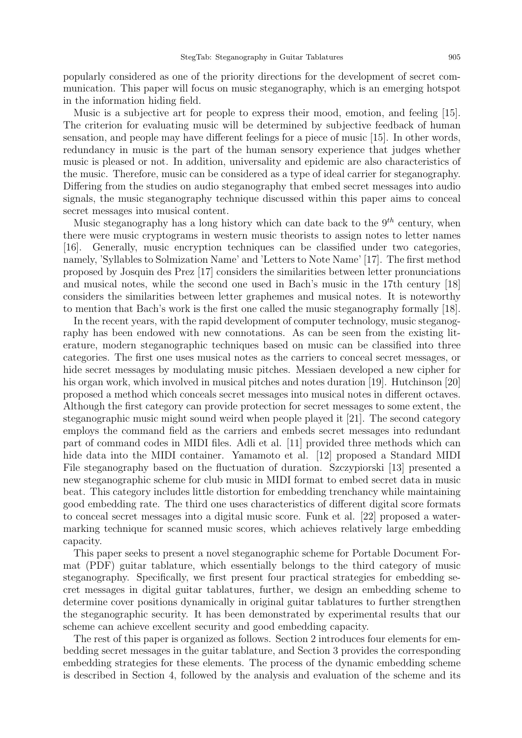popularly considered as one of the priority directions for the development of secret communication. This paper will focus on music steganography, which is an emerging hotspot in the information hiding field.

Music is a subjective art for people to express their mood, emotion, and feeling [15]. The criterion for evaluating music will be determined by subjective feedback of human sensation, and people may have different feelings for a piece of music [15]. In other words, redundancy in music is the part of the human sensory experience that judges whether music is pleased or not. In addition, universality and epidemic are also characteristics of the music. Therefore, music can be considered as a type of ideal carrier for steganography. Differing from the studies on audio steganography that embed secret messages into audio signals, the music steganography technique discussed within this paper aims to conceal secret messages into musical content.

Music steganography has a long history which can date back to the $9^{th}$ century, when there were music cryptograms in western music theorists to assign notes to letter names [16]. Generally, music encryption techniques can be classified under two categories, namely, 'Syllables to Solmization Name' and 'Letters to Note Name' [17]. The first method proposed by Josquin des Prez [17] considers the similarities between letter pronunciations and musical notes, while the second one used in Bach's music in the 17th century [18] considers the similarities between letter graphemes and musical notes. It is noteworthy to mention that Bach's work is the first one called the music steganography formally [18].

In the recent years, with the rapid development of computer technology, music steganography has been endowed with new connotations. As can be seen from the existing literature, modern steganographic techniques based on music can be classified into three categories. The first one uses musical notes as the carriers to conceal secret messages, or hide secret messages by modulating music pitches. Messiaen developed a new cipher for his organ work, which involved in musical pitches and notes duration [19]. Hutchinson [20] proposed a method which conceals secret messages into musical notes in different octaves. Although the first category can provide protection for secret messages to some extent, the steganographic music might sound weird when people played it [21]. The second category employs the command field as the carriers and embeds secret messages into redundant part of command codes in MIDI files. Adli et al. [11] provided three methods which can hide data into the MIDI container. Yamamoto et al. [12] proposed a Standard MIDI File steganography based on the fluctuation of duration. Szczypiorski [13] presented a new steganographic scheme for club music in MIDI format to embed secret data in music beat. This category includes little distortion for embedding trenchancy while maintaining good embedding rate. The third one uses characteristics of different digital score formats to conceal secret messages into a digital music score. Funk et al. [22] proposed a watermarking technique for scanned music scores, which achieves relatively large embedding capacity.

This paper seeks to present a novel steganographic scheme for Portable Document Format (PDF) guitar tablature, which essentially belongs to the third category of music steganography. Specifically, we first present four practical strategies for embedding secret messages in digital guitar tablatures, further, we design an embedding scheme to determine cover positions dynamically in original guitar tablatures to further strengthen the steganographic security. It has been demonstrated by experimental results that our scheme can achieve excellent security and good embedding capacity.

The rest of this paper is organized as follows. Section 2 introduces four elements for embedding secret messages in the guitar tablature, and Section 3 provides the corresponding embedding strategies for these elements. The process of the dynamic embedding scheme is described in Section 4, followed by the analysis and evaluation of the scheme and its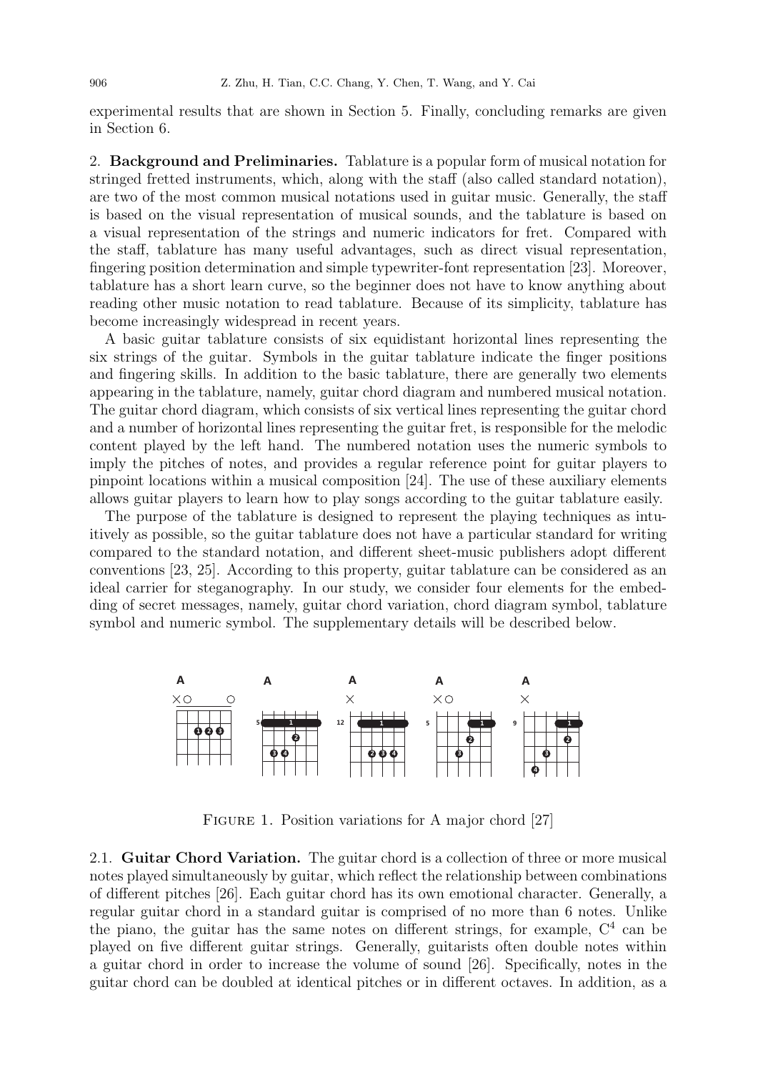experimental results that are shown in Section 5. Finally, concluding remarks are given in Section 6.

## 2. Background and Preliminaries.

Tablature is a popular form of musical notation for stringed fretted instruments, which, along with the staff (also called standard notation), are two of the most common musical notations used in guitar music. Generally, the staff is based on the visual representation of musical sounds, and the tablature is based on a visual representation of the strings and numeric indicators for fret. Compared with the staff, tablature has many useful advantages, such as direct visual representation, fingering position determination and simple typewriter-font representation [23]. Moreover, tablature has a short learn curve, so the beginner does not have to know anything about reading other music notation to read tablature. Because of its simplicity, tablature has become increasingly widespread in recent years.

A basic guitar tablature consists of six equidistant horizontal lines representing the six strings of the guitar. Symbols in the guitar tablature indicate the finger positions and fingering skills. In addition to the basic tablature, there are generally two elements appearing in the tablature, namely, guitar chord diagram and numbered musical notation. The guitar chord diagram, which consists of six vertical lines representing the guitar chord and a number of horizontal lines representing the guitar fret, is responsible for the melodic content played by the left hand. The numbered notation uses the numeric symbols to imply the pitches of notes, and provides a regular reference point for guitar players to pinpoint locations within a musical composition [24]. The use of these auxiliary elements allows guitar players to learn how to play songs according to the guitar tablature easily.

The purpose of the tablature is designed to represent the playing techniques as intuitively as possible, so the guitar tablature does not have a particular standard for writing compared to the standard notation, and different sheet-music publishers adopt different conventions [23, 25]. According to this property, guitar tablature can be considered as an ideal carrier for steganography. In our study, we consider four elements for the embedding of secret messages, namely, guitar chord variation, chord diagram symbol, tablature symbol and numeric symbol. The supplementary details will be described below.

Figure 1. Position variations for A major chord [27]

### 2.1. Guitar Chord Variation.

The guitar chord is a collection of three or more musical notes played simultaneously by guitar, which reflect the relationship between combinations of different pitches [26]. Each guitar chord has its own emotional character. Generally, a regular guitar chord in a standard guitar is comprised of no more than 6 notes. Unlike the piano, the guitar has the same notes on different strings, for example, $C^4$ can be played on five different guitar strings. Generally, guitarists often double notes within a guitar chord in order to increase the volume of sound [26]. Specifically, notes in the guitar chord can be doubled at identical pitches or in different octaves. In addition, as a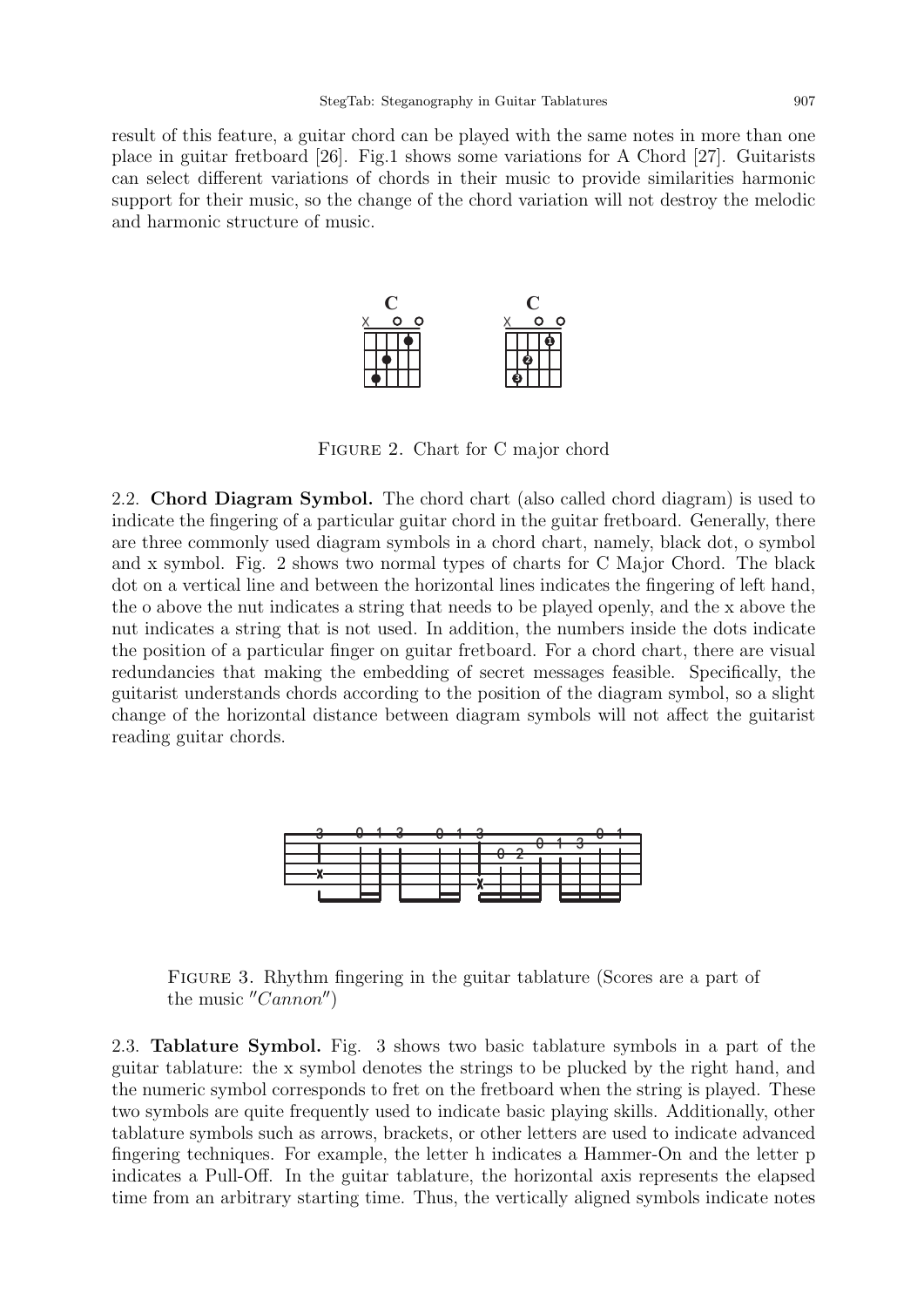result of this feature, a guitar chord can be played with the same notes in more than one place in guitar fretboard [26]. Fig.1 shows some variations for A Chord [27]. Guitarists can select different variations of chords in their music to provide similarities harmonic support for their music, so the change of the chord variation will not destroy the melodic and harmonic structure of music.

Figure 2. Chart for C major chord

2.2. **Chord Diagram Symbol.** The chord chart (also called chord diagram) is used to indicate the fingering of a particular guitar chord in the guitar fretboard. Generally, there are three commonly used diagram symbols in a chord chart, namely, black dot, o symbol and x symbol. Fig. 2 shows two normal types of charts for C Major Chord. The black dot on a vertical line and between the horizontal lines indicates the fingering of left hand, the o above the nut indicates a string that needs to be played openly, and the x above the nut indicates a string that is not used. In addition, the numbers inside the dots indicate the position of a particular finger on guitar fretboard. For a chord chart, there are visual redundancies that making the embedding of secret messages feasible. Specifically, the guitarist understands chords according to the position of the diagram symbol, so a slight change of the horizontal distance between diagram symbols will not affect the guitarist reading guitar chords.

Figure 3. Rhythm fingering in the guitar tablature (Scores are a part of the music "*Cannon*")

2.3. **Tablature Symbol.** Fig. 3 shows two basic tablature symbols in a part of the guitar tablature: the x symbol denotes the strings to be plucked by the right hand, and the numeric symbol corresponds to fret on the fretboard when the string is played. These two symbols are quite frequently used to indicate basic playing skills. Additionally, other tablature symbols such as arrows, brackets, or other letters are used to indicate advanced fingering techniques. For example, the letter h indicates a Hammer-On and the letter p indicates a Pull-Off. In the guitar tablature, the horizontal axis represents the elapsed time from an arbitrary starting time. Thus, the vertically aligned symbols indicate notes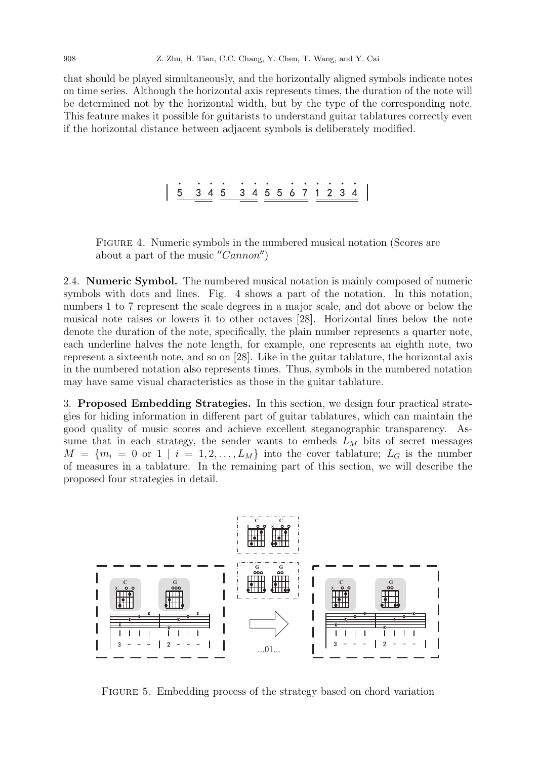that should be played simultaneously, and the horizontally aligned symbols indicate notes on time series. Although the horizontal axis represents times, the duration of the note will be determined not by the horizontal width, but by the type of the corresponding note. This feature makes it possible for guitarists to understand guitar tablatures correctly even if the horizontal distance between adjacent symbols is deliberately modified.

Figure 4. Numeric symbols in the numbered musical notation (Scores are about a part of the music "*Cannon*")

2.4. **Numeric Symbol.** The numbered musical notation is mainly composed of numeric symbols with dots and lines. Fig. 4 shows a part of the notation. In this notation, numbers 1 to 7 represent the scale degrees in a major scale, and dot above or below the musical note raises or lowers it to other octaves [28]. Horizontal lines below the note denote the duration of the note, specifically, the plain number represents a quarter note, each underline halves the note length, for example, one represents an eighth note, two represent a sixteenth note, and so on [28]. Like in the guitar tablature, the horizontal axis in the numbered notation also represents times. Thus, symbols in the numbered notation may have same visual characteristics as those in the guitar tablature.

3. **Proposed Embedding Strategies.** In this section, we design four practical strategies for hiding information in different part of guitar tablatures, which can maintain the good quality of music scores and achieve excellent steganographic transparency. Assume that in each strategy, the sender wants to embeds $L_M$ bits of secret messages $M = \{m_i = 0 \text{ or } 1 \mid i = 1, 2, \ldots, L_M\}$ into the cover tablature; $L_G$ is the number of measures in a tablature. In the remaining part of this section, we will describe the proposed four strategies in detail.

Figure 5. Embedding process of the strategy based on chord variation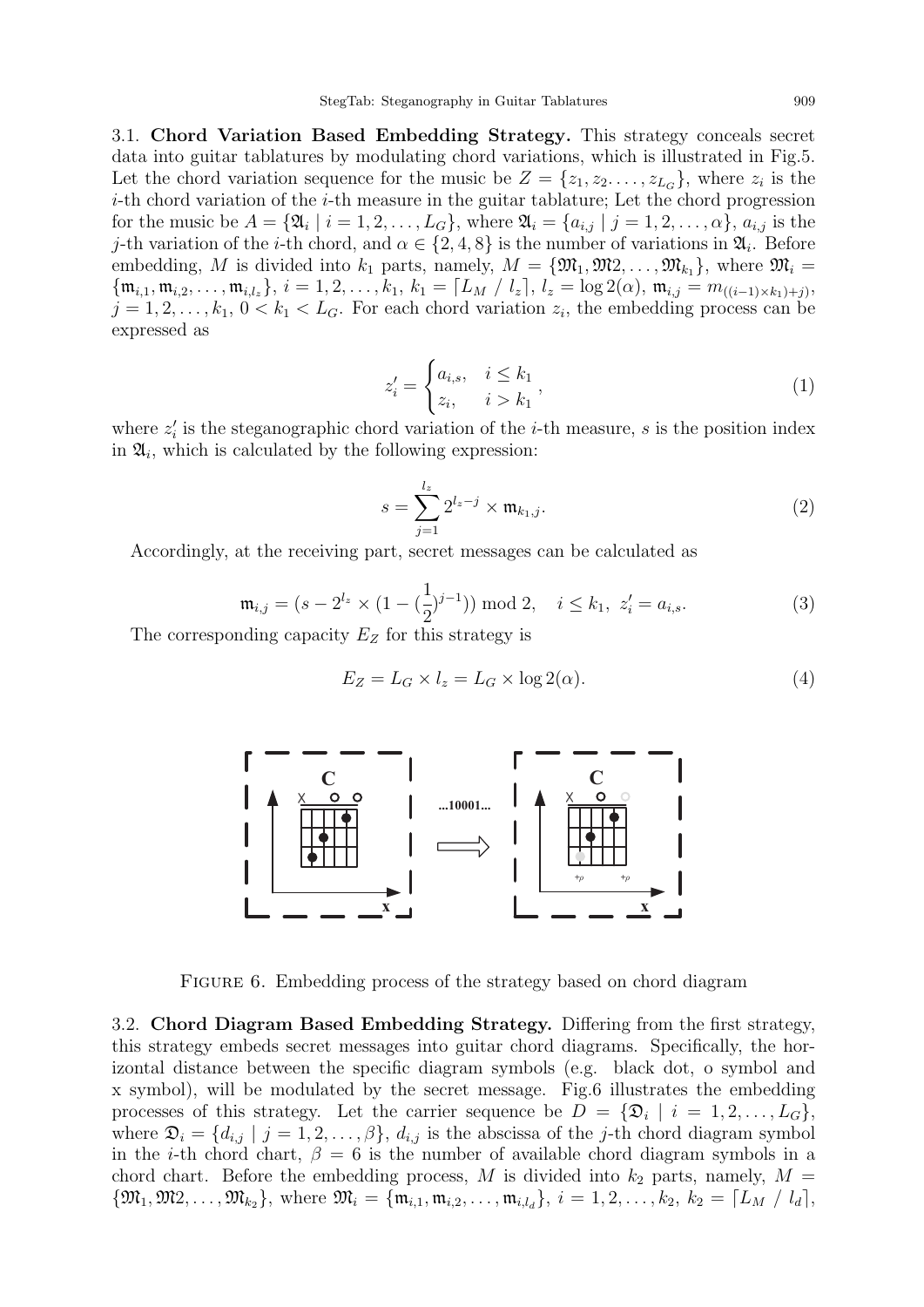3.1. **Chord Variation Based Embedding Strategy.** This strategy conceals secret data into guitar tablatures by modulating chord variations, which is illustrated in Fig.5. Let the chord variation sequence for the music be $Z = \{z_1, z_2 \ldots, z_{L_G}\}$, where $z_i$ is the $i$-th chord variation of the $i$-th measure in the guitar tablature; Let the chord progression for the music be $A = \{\mathfrak{A}_i \mid i = 1, 2, \ldots, L_G\}$, where $\mathfrak{A}_i = \{a_{i,j} \mid j = 1, 2, \ldots, \alpha\}$, $a_{i,j}$ is the $j$-th variation of the $i$-th chord, and $\alpha \in \{2, 4, 8\}$ is the number of variations in $\mathfrak{A}_i$. Before embedding, $M$ is divided into $k_1$ parts, namely, $M = \{\mathfrak{M}_1, \mathfrak{M}2, \ldots, \mathfrak{M}_{k_1}\}$, where $\mathfrak{M}_i = \{\mathfrak{m}_{i,1}, \mathfrak{m}_{i,2}, \ldots, \mathfrak{m}_{i,l_z}\}$, $i = 1, 2, \ldots, k_1$, $k_1 = \lceil L_M \ / \ l_z \rceil$, $l_z = \log 2(\alpha)$, $\mathfrak{m}_{i,j} = m_{((i-1)\times k_1)+j)}$, $j = 1, 2, \ldots, k_1$, $0 < k_1 < L_G$. For each chord variation $z_i$, the embedding process can be expressed as

$$z_i' = \begin{cases} a_{i,s}, & i \le k_1 \\ z_i, & i > k_1 \end{cases}, \tag{1}$$

where $z_i'$ is the steganographic chord variation of the $i$-th measure, $s$ is the position index in $\mathfrak{A}_i$, which is calculated by the following expression:

$$s = \sum_{j=1}^{l_z} 2^{l_z - j} \times \mathfrak{m}_{k_1,j}. \tag{2}$$

Accordingly, at the receiving part, secret messages can be calculated as

$$\mathfrak{m}_{i,j} = (s - 2^{l_z} \times (1 - (\frac{1}{2})^{j-1})) \bmod 2, \quad i \le k_1, \ z_i' = a_{i,s}. \tag{3}$$

The corresponding capacity $E_Z$ for this strategy is

$$E_Z = L_G \times l_z = L_G \times \log 2(\alpha). \tag{4}$$

Figure 6. Embedding process of the strategy based on chord diagram

3.2. **Chord Diagram Based Embedding Strategy.** Differing from the first strategy, this strategy embeds secret messages into guitar chord diagrams. Specifically, the horizontal distance between the specific diagram symbols (e.g. black dot, o symbol and x symbol), will be modulated by the secret message. Fig.6 illustrates the embedding processes of this strategy. Let the carrier sequence be $D = \{\mathfrak{D}_i \mid i = 1, 2, \ldots, L_G\}$, where $\mathfrak{D}_i = \{d_{i,j} \mid j = 1, 2, \ldots, \beta\}$, $d_{i,j}$ is the abscissa of the $j$-th chord diagram symbol in the $i$-th chord chart, $\beta = 6$ is the number of available chord diagram symbols in a chord chart. Before the embedding process, $M$ is divided into $k_2$ parts, namely, $M = \{\mathfrak{M}_1, \mathfrak{M}2, \ldots, \mathfrak{M}_{k_2}\}$, where $\mathfrak{M}_i = \{\mathfrak{m}_{i,1}, \mathfrak{m}_{i,2}, \ldots, \mathfrak{m}_{i,l_d}\}$, $i = 1, 2, \ldots, k_2$, $k_2 = \lceil L_M \ / \ l_d \rceil$,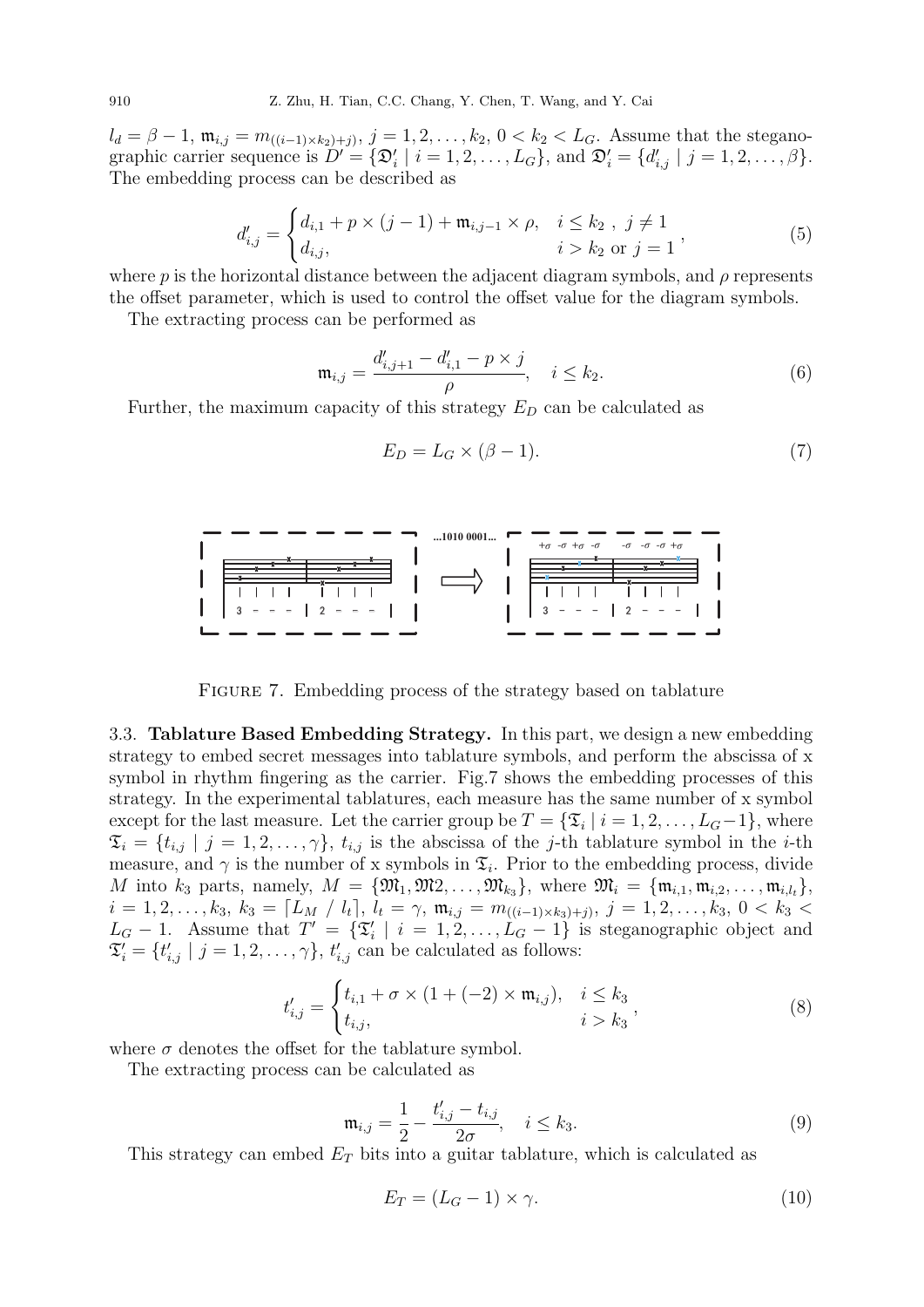$l_d = \beta - 1$, $\mathfrak{m}_{i,j} = m_{((i-1)\times k_2)+j)}$, $j = 1, 2, \ldots, k_2$, $0 < k_2 < L_G$. Assume that the steganographic carrier sequence is $D' = \{\mathfrak{D}'_i \mid i = 1, 2, \ldots, L_G\}$, and $\mathfrak{D}'_i = \{d'_{i,j} \mid j = 1, 2, \ldots, \beta\}$. The embedding process can be described as

$$d'_{i,j} = \begin{cases} d_{i,1} + p \times (j-1) + \mathfrak{m}_{i,j-1} \times \rho, & i \leq k_2 \ , \ j \neq 1 \\ d_{i,j}, & i > k_2 \text{ or } j = 1 \end{cases}, \tag{5}$$

where $p$ is the horizontal distance between the adjacent diagram symbols, and $\rho$ represents the offset parameter, which is used to control the offset value for the diagram symbols.

The extracting process can be performed as

$$\mathfrak{m}_{i,j} = \frac{d'_{i,j+1} - d'_{i,1} - p \times j}{\rho}, \quad i \leq k_2. \tag{6}$$

Further, the maximum capacity of this strategy $E_D$ can be calculated as

$$E_D = L_G \times (\beta - 1). \tag{7}$$

FIGURE 7. Embedding process of the strategy based on tablature

### 3.3. Tablature Based Embedding Strategy.

In this part, we design a new embedding strategy to embed secret messages into tablature symbols, and perform the abscissa of x symbol in rhythm fingering as the carrier. Fig.7 shows the embedding processes of this strategy. In the experimental tablatures, each measure has the same number of x symbol except for the last measure. Let the carrier group be $T = \{\mathfrak{T}_i \mid i = 1, 2, \ldots, L_G - 1\}$, where $\mathfrak{T}_i = \{t_{i,j} \mid j = 1, 2, \ldots, \gamma\}$, $t_{i,j}$ is the abscissa of the $j$-th tablature symbol in the $i$-th measure, and $\gamma$ is the number of x symbols in $\mathfrak{T}_i$. Prior to the embedding process, divide $M$ into $k_3$ parts, namely, $M = \{\mathfrak{M}_1, \mathfrak{M}2, \ldots, \mathfrak{M}_{k_3}\}$, where $\mathfrak{M}_i = \{\mathfrak{m}_{i,1}, \mathfrak{m}_{i,2}, \ldots, \mathfrak{m}_{i,l_t}\}$, $i = 1, 2, \ldots, k_3$, $k_3 = \lceil L_M \ / \ l_t \rceil$, $l_t = \gamma$, $\mathfrak{m}_{i,j} = m_{((i-1)\times k_3)+j)}$, $j = 1, 2, \ldots, k_3$, $0 < k_3 < L_G - 1$. Assume that $T' = \{\mathfrak{T}'_i \mid i = 1, 2, \ldots, L_G - 1\}$ is steganographic object and $\mathfrak{T}'_i = \{t'_{i,j} \mid j = 1, 2, \ldots, \gamma\}$, $t'_{i,j}$ can be calculated as follows:

$$t'_{i,j} = \begin{cases} t_{i,1} + \sigma \times (1 + (-2) \times \mathfrak{m}_{i,j}), & i \leq k_3 \\ t_{i,j}, & i > k_3 \end{cases}, \tag{8}$$

where $\sigma$ denotes the offset for the tablature symbol.

The extracting process can be calculated as

$$\mathfrak{m}_{i,j} = \frac{1}{2} - \frac{t'_{i,j} - t_{i,j}}{2\sigma}, \quad i \leq k_3. \tag{9}$$

This strategy can embed $E_T$ bits into a guitar tablature, which is calculated as

$$E_T = (L_G - 1) \times \gamma. \tag{10}$$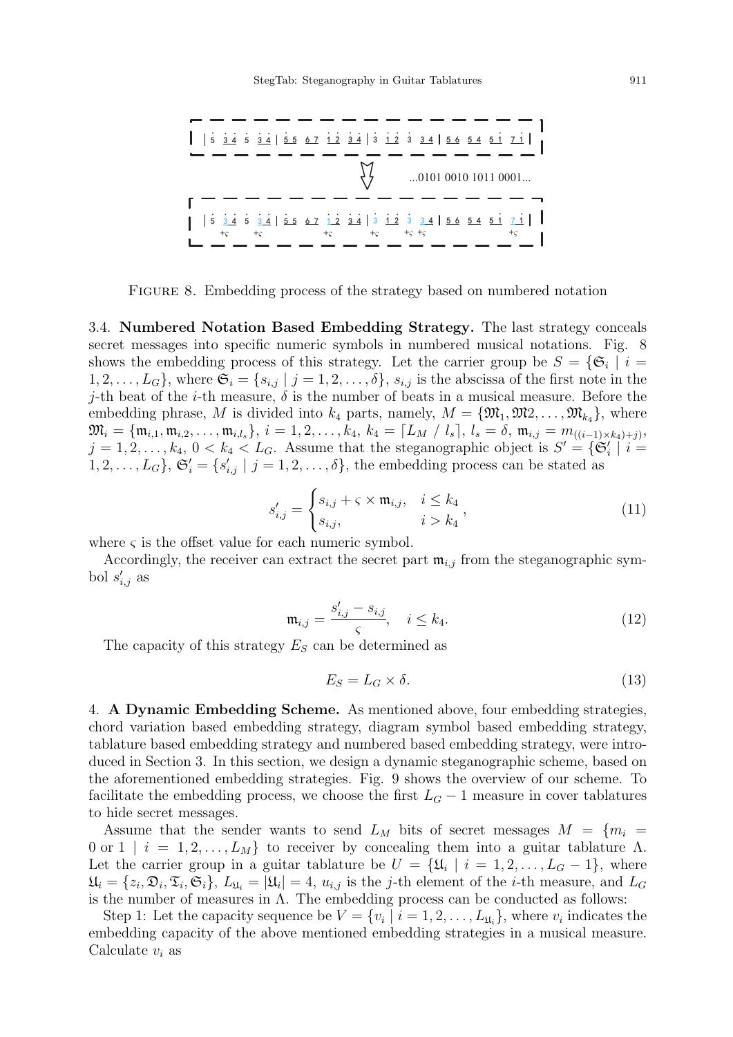FIGURE 8. Embedding process of the strategy based on numbered notation

3.4. **Numbered Notation Based Embedding Strategy.** The last strategy conceals secret messages into specific numeric symbols in numbered musical notations. Fig. 8 shows the embedding process of this strategy. Let the carrier group be $S = \{\mathfrak{S}_i \mid i = 1, 2, \ldots, L_G\}$, where $\mathfrak{S}_i = \{s_{i,j} \mid j = 1, 2, \ldots, \delta\}$, $s_{i,j}$ is the abscissa of the first note in the $j$-th beat of the $i$-th measure, $\delta$ is the number of beats in a musical measure. Before the embedding phrase, $M$ is divided into $k_4$ parts, namely, $M = \{\mathfrak{M}_1, \mathfrak{M}2, \ldots, \mathfrak{M}_{k_4}\}$, where $\mathfrak{M}_i = \{\mathfrak{m}_{i,1}, \mathfrak{m}_{i,2}, \ldots, \mathfrak{m}_{i,l_s}\}$, $i = 1, 2, \ldots, k_4$, $k_4 = \lceil L_M \;/\; l_s \rceil$, $l_s = \delta$, $\mathfrak{m}_{i,j} = m_{((i-1)\times k_4)+j)}$, $j = 1, 2, \ldots, k_4$, $0 < k_4 < L_G$. Assume that the steganographic object is $S' = \{\mathfrak{S}'_i \mid i = 1, 2, \ldots, L_G\}$, $\mathfrak{S}'_i = \{s'_{i,j} \mid j = 1, 2, \ldots, \delta\}$, the embedding process can be stated as

$$s'_{i,j} = \begin{cases} s_{i,j} + \varsigma \times \mathfrak{m}_{i,j}, & i \leq k_4 \\ s_{i,j}, & i > k_4 \end{cases}, \tag{11}$$

where $\varsigma$ is the offset value for each numeric symbol.

Accordingly, the receiver can extract the secret part $\mathfrak{m}_{i,j}$ from the steganographic symbol $s'_{i,j}$ as

$$\mathfrak{m}_{i,j} = \frac{s'_{i,j} - s_{i,j}}{\varsigma}, \quad i \leq k_4. \tag{12}$$

The capacity of this strategy $E_S$ can be determined as

$$E_S = L_G \times \delta. \tag{13}$$

4. **A Dynamic Embedding Scheme.** As mentioned above, four embedding strategies, chord variation based embedding strategy, diagram symbol based embedding strategy, tablature based embedding strategy and numbered based embedding strategy, were introduced in Section 3. In this section, we design a dynamic steganographic scheme, based on the aforementioned embedding strategies. Fig. 9 shows the overview of our scheme. To facilitate the embedding process, we choose the first $L_G - 1$ measure in cover tablatures to hide secret messages.

Assume that the sender wants to send $L_M$ bits of secret messages $M = \{m_i = 0 \text{ or } 1 \mid i = 1, 2, \ldots, L_M\}$ to receiver by concealing them into a guitar tablature $\Lambda$. Let the carrier group in a guitar tablature be $U = \{\mathfrak{U}_i \mid i = 1, 2, \ldots, L_G - 1\}$, where $\mathfrak{U}_i = \{z_i, \mathfrak{D}_i, \mathfrak{T}_i, \mathfrak{S}_i\}$, $L_{\mathfrak{U}_i} = |\mathfrak{U}_i| = 4$, $u_{i,j}$ is the $j$-th element of the $i$-th measure, and $L_G$ is the number of measures in $\Lambda$. The embedding process can be conducted as follows:

Step 1: Let the capacity sequence be $V = \{v_i \mid i = 1, 2, \ldots, L_{\mathfrak{U}_i}\}$, where $v_i$ indicates the embedding capacity of the above mentioned embedding strategies in a musical measure. Calculate $v_i$ as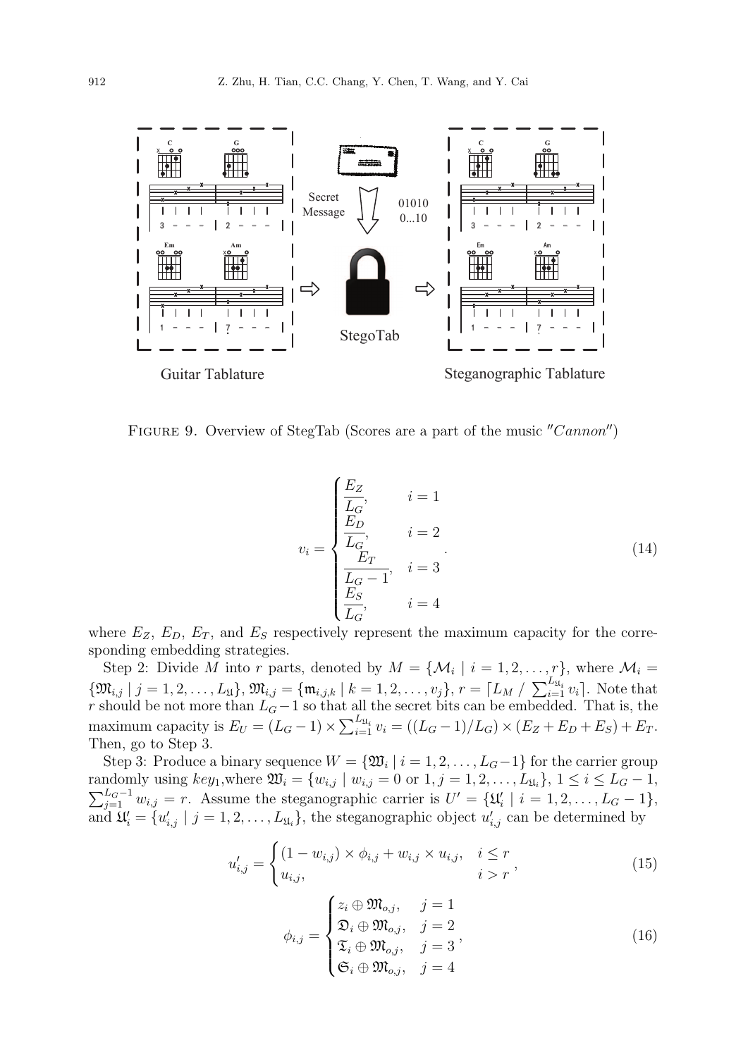Figure 9. Overview of StegTab (Scores are a part of the music "*Cannon*")

$$v_i = \begin{cases} \dfrac{E_Z}{L_G}, & i = 1 \\ \dfrac{E_D}{L_G}, & i = 2 \\ \dfrac{E_T}{L_G - 1}, & i = 3 \\ \dfrac{E_S}{L_G}, & i = 4 \end{cases}. \tag{14}$$

where $E_Z$, $E_D$, $E_T$, and $E_S$ respectively represent the maximum capacity for the corresponding embedding strategies.

Step 2: Divide $M$ into $r$ parts, denoted by $M = \{\mathcal{M}_i \mid i = 1, 2, \dots, r\}$, where $\mathcal{M}_i = \{\mathfrak{M}_{i,j} \mid j = 1, 2, \dots, L_{\mathfrak{U}}\}$, $\mathfrak{M}_{i,j} = \{\mathfrak{m}_{i,j,k} \mid k = 1, 2, \dots, v_j\}$, $r = \lceil L_M \;/\; \sum_{i=1}^{L_{\mathfrak{U}_i}} v_i \rceil$. Note that $r$ should be not more than $L_G - 1$ so that all the secret bits can be embedded. That is, the maximum capacity is $E_U = (L_G - 1) \times \sum_{i=1}^{L_{\mathfrak{U}_i}} v_i = ((L_G - 1)/L_G) \times (E_Z + E_D + E_S) + E_T$. Then, go to Step 3.

Step 3: Produce a binary sequence $W = \{\mathfrak{W}_i \mid i = 1, 2, \dots, L_G - 1\}$ for the carrier group randomly using $key_1$,where $\mathfrak{W}_i = \{w_{i,j} \mid w_{i,j} = 0 \text{ or } 1, j = 1, 2, \dots, L_{\mathfrak{U}_i}\}$, $1 \le i \le L_G - 1$, $\sum_{j=1}^{L_G - 1} w_{i,j} = r$. Assume the steganographic carrier is $U' = \{\mathfrak{U}'_i \mid i = 1, 2, \dots, L_G - 1\}$, and $\mathfrak{U}'_i = \{u'_{i,j} \mid j = 1, 2, \dots, L_{\mathfrak{U}_i}\}$, the steganographic object $u'_{i,j}$ can be determined by

$$u'_{i,j} = \begin{cases} (1 - w_{i,j}) \times \phi_{i,j} + w_{i,j} \times u_{i,j}, & i \le r \\ u_{i,j}, & i > r \end{cases}, \tag{15}$$

$$\phi_{i,j} = \begin{cases} z_i \oplus \mathfrak{M}_{o,j}, & j = 1 \\ \mathfrak{D}_i \oplus \mathfrak{M}_{o,j}, & j = 2 \\ \mathfrak{T}_i \oplus \mathfrak{M}_{o,j}, & j = 3 \\ \mathfrak{S}_i \oplus \mathfrak{M}_{o,j}, & j = 4 \end{cases}, \tag{16}$$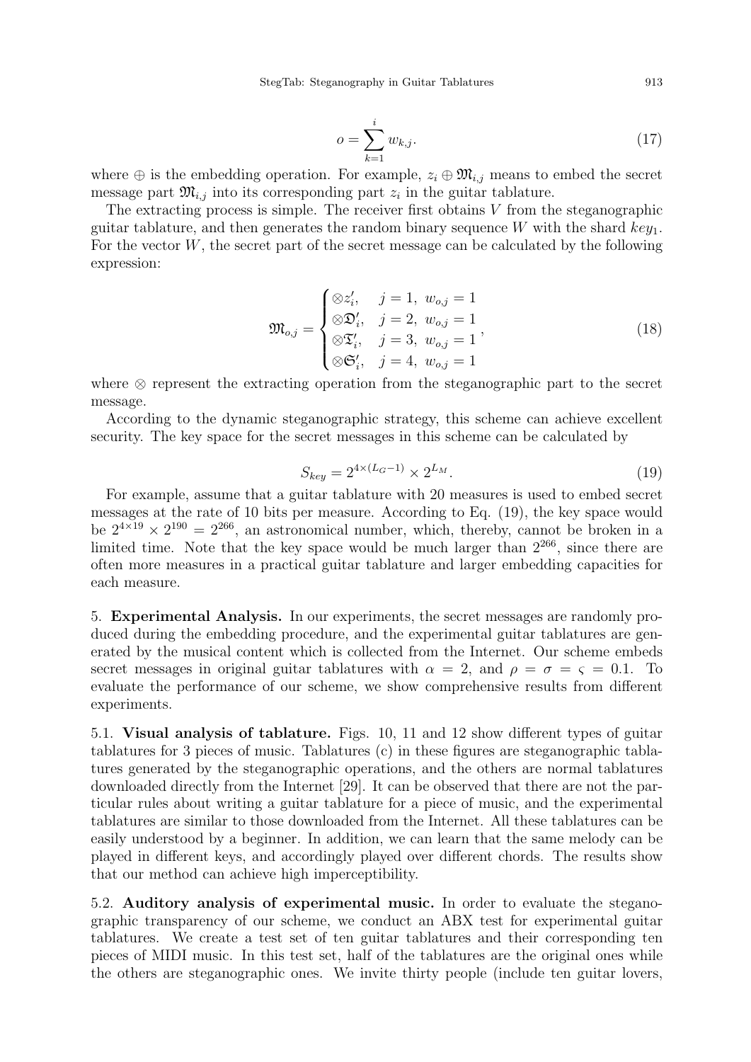$$o = \sum_{k=1}^{i} w_{k,j}. \tag{17}$$

where $\oplus$ is the embedding operation. For example, $z_i \oplus \mathfrak{M}_{i,j}$ means to embed the secret message part $\mathfrak{M}_{i,j}$ into its corresponding part $z_i$ in the guitar tablature.

The extracting process is simple. The receiver first obtains $V$ from the steganographic guitar tablature, and then generates the random binary sequence $W$ with the shard $key_1$. For the vector $W$, the secret part of the secret message can be calculated by the following expression:

$$\mathfrak{M}_{o,j} = \begin{cases} \otimes z_i', & j = 1,\ w_{o,j} = 1 \\ \otimes \mathfrak{D}_i', & j = 2,\ w_{o,j} = 1 \\ \otimes \mathfrak{T}_i', & j = 3,\ w_{o,j} = 1 \\ \otimes \mathfrak{S}_i', & j = 4,\ w_{o,j} = 1 \end{cases}, \tag{18}$$

where $\otimes$ represent the extracting operation from the steganographic part to the secret message.

According to the dynamic steganographic strategy, this scheme can achieve excellent security. The key space for the secret messages in this scheme can be calculated by

$$S_{key} = 2^{4 \times (L_G - 1)} \times 2^{L_M}. \tag{19}$$

For example, assume that a guitar tablature with 20 measures is used to embed secret messages at the rate of 10 bits per measure. According to Eq. (19), the key space would be $2^{4\times 19} \times 2^{190} = 2^{266}$, an astronomical number, which, thereby, cannot be broken in a limited time. Note that the key space would be much larger than $2^{266}$, since there are often more measures in a practical guitar tablature and larger embedding capacities for each measure.

5. **Experimental Analysis.** In our experiments, the secret messages are randomly produced during the embedding procedure, and the experimental guitar tablatures are generated by the musical content which is collected from the Internet. Our scheme embeds secret messages in original guitar tablatures with $\alpha = 2$, and $\rho = \sigma = \varsigma = 0.1$. To evaluate the performance of our scheme, we show comprehensive results from different experiments.

5.1. **Visual analysis of tablature.** Figs. 10, 11 and 12 show different types of guitar tablatures for 3 pieces of music. Tablatures (c) in these figures are steganographic tablatures generated by the steganographic operations, and the others are normal tablatures downloaded directly from the Internet [29]. It can be observed that there are not the particular rules about writing a guitar tablature for a piece of music, and the experimental tablatures are similar to those downloaded from the Internet. All these tablatures can be easily understood by a beginner. In addition, we can learn that the same melody can be played in different keys, and accordingly played over different chords. The results show that our method can achieve high imperceptibility.

5.2. **Auditory analysis of experimental music.** In order to evaluate the steganographic transparency of our scheme, we conduct an ABX test for experimental guitar tablatures. We create a test set of ten guitar tablatures and their corresponding ten pieces of MIDI music. In this test set, half of the tablatures are the original ones while the others are steganographic ones. We invite thirty people (include ten guitar lovers,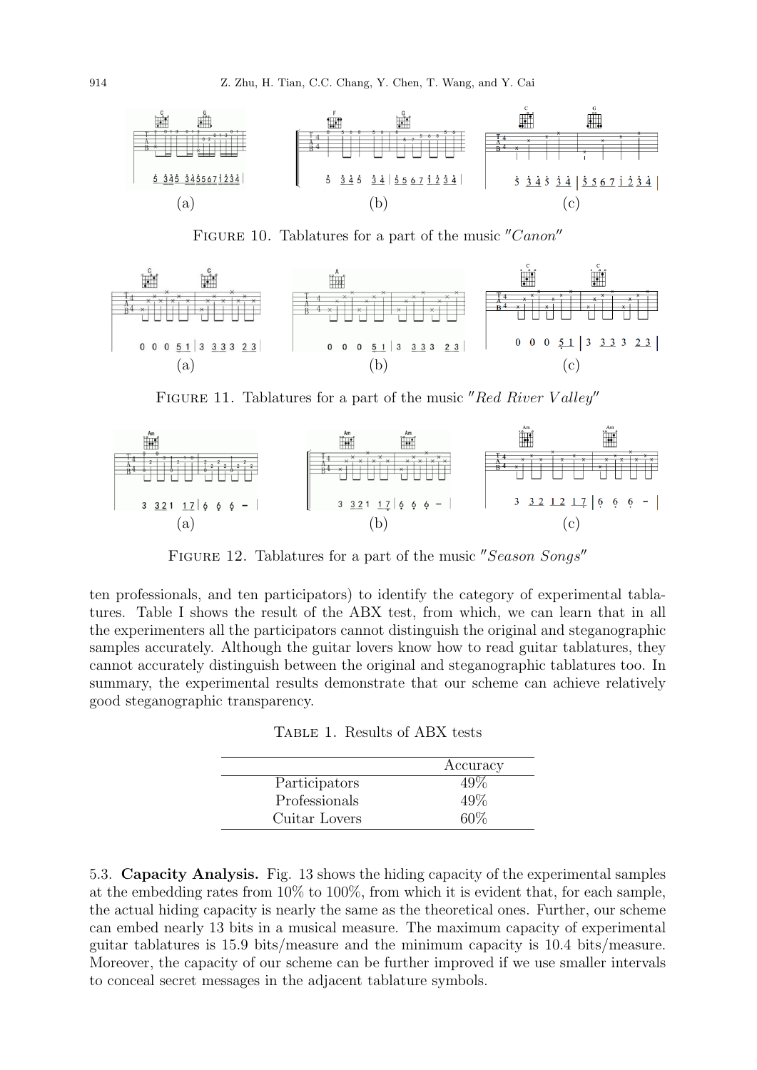(a) (b) (c)

Figure 10. Tablatures for a part of the music "*Canon*"

(a) (b) (c)

Figure 11. Tablatures for a part of the music "*Red River Valley*"

(a) (b) (c)

Figure 12. Tablatures for a part of the music "*Season Songs*"

ten professionals, and ten participators) to identify the category of experimental tablatures. Table I shows the result of the ABX test, from which, we can learn that in all the experimenters all the participators cannot distinguish the original and steganographic samples accurately. Although the guitar lovers know how to read guitar tablatures, they cannot accurately distinguish between the original and steganographic tablatures too. In summary, the experimental results demonstrate that our scheme can achieve relatively good steganographic transparency.

Table 1. Results of ABX tests

| | Accuracy |
|---|---|
| Participators | 49% |
| Professionals | 49% |
| Cuitar Lovers | 60% |

5.3. **Capacity Analysis.** Fig. 13 shows the hiding capacity of the experimental samples at the embedding rates from 10% to 100%, from which it is evident that, for each sample, the actual hiding capacity is nearly the same as the theoretical ones. Further, our scheme can embed nearly 13 bits in a musical measure. The maximum capacity of experimental guitar tablatures is 15.9 bits/measure and the minimum capacity is 10.4 bits/measure. Moreover, the capacity of our scheme can be further improved if we use smaller intervals to conceal secret messages in the adjacent tablature symbols.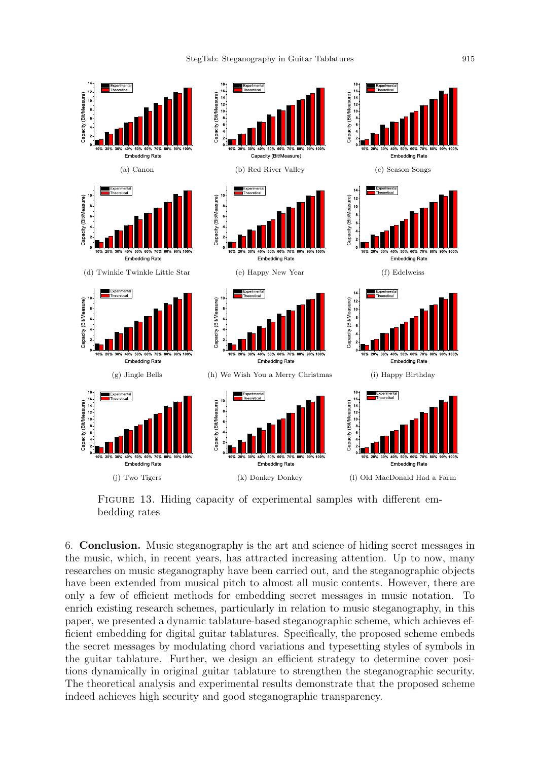(a) Canon

(b) Red River Valley

(c) Season Songs

(d) Twinkle Twinkle Little Star

(e) Happy New Year

(f) Edelweiss

(g) Jingle Bells

(h) We Wish You a Merry Christmas

(i) Happy Birthday

(j) Two Tigers

(k) Donkey Donkey

(l) Old MacDonald Had a Farm

FIGURE 13. Hiding capacity of experimental samples with different embedding rates

## 6. Conclusion.

Music steganography is the art and science of hiding secret messages in the music, which, in recent years, has attracted increasing attention. Up to now, many researches on music steganography have been carried out, and the steganographic objects have been extended from musical pitch to almost all music contents. However, there are only a few of efficient methods for embedding secret messages in music notation. To enrich existing research schemes, particularly in relation to music steganography, in this paper, we presented a dynamic tablature-based steganographic scheme, which achieves efficient embedding for digital guitar tablatures. Specifically, the proposed scheme embeds the secret messages by modulating chord variations and typesetting styles of symbols in the guitar tablature. Further, we design an efficient strategy to determine cover positions dynamically in original guitar tablature to strengthen the steganographic security. The theoretical analysis and experimental results demonstrate that the proposed scheme indeed achieves high security and good steganographic transparency.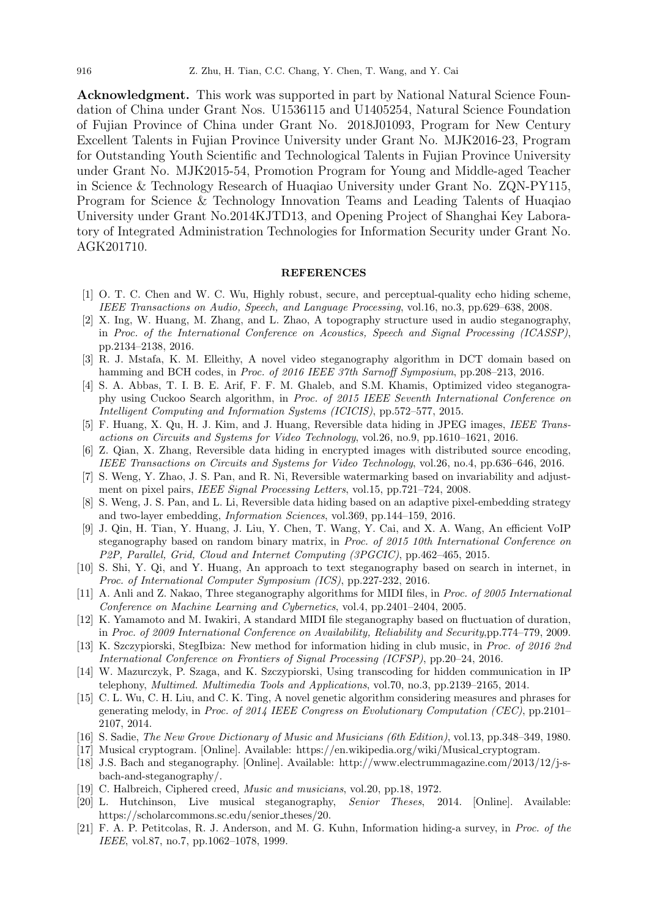**Acknowledgment.** This work was supported in part by National Natural Science Foundation of China under Grant Nos. U1536115 and U1405254, Natural Science Foundation of Fujian Province of China under Grant No. 2018J01093, Program for New Century Excellent Talents in Fujian Province University under Grant No. MJK2016-23, Program for Outstanding Youth Scientific and Technological Talents in Fujian Province University under Grant No. MJK2015-54, Promotion Program for Young and Middle-aged Teacher in Science & Technology Research of Huaqiao University under Grant No. ZQN-PY115, Program for Science & Technology Innovation Teams and Leading Talents of Huaqiao University under Grant No.2014KJTD13, and Opening Project of Shanghai Key Laboratory of Integrated Administration Technologies for Information Security under Grant No. AGK201710.

## REFERENCES

[1] O. T. C. Chen and W. C. Wu, Highly robust, secure, and perceptual-quality echo hiding scheme, *IEEE Transactions on Audio, Speech, and Language Processing*, vol.16, no.3, pp.629–638, 2008.

[2] X. Ing, W. Huang, M. Zhang, and L. Zhao, A topography structure used in audio steganography, in *Proc. of the International Conference on Acoustics, Speech and Signal Processing (ICASSP)*, pp.2134–2138, 2016.

[3] R. J. Mstafa, K. M. Elleithy, A novel video steganography algorithm in DCT domain based on hamming and BCH codes, in *Proc. of 2016 IEEE 37th Sarnoff Symposium*, pp.208–213, 2016.

[4] S. A. Abbas, T. I. B. E. Arif, F. F. M. Ghaleb, and S.M. Khamis, Optimized video steganography using Cuckoo Search algorithm, in *Proc. of 2015 IEEE Seventh International Conference on Intelligent Computing and Information Systems (ICICIS)*, pp.572–577, 2015.

[5] F. Huang, X. Qu, H. J. Kim, and J. Huang, Reversible data hiding in JPEG images, *IEEE Transactions on Circuits and Systems for Video Technology*, vol.26, no.9, pp.1610–1621, 2016.

[6] Z. Qian, X. Zhang, Reversible data hiding in encrypted images with distributed source encoding, *IEEE Transactions on Circuits and Systems for Video Technology*, vol.26, no.4, pp.636–646, 2016.

[7] S. Weng, Y. Zhao, J. S. Pan, and R. Ni, Reversible watermarking based on invariability and adjustment on pixel pairs, *IEEE Signal Processing Letters*, vol.15, pp.721–724, 2008.

[8] S. Weng, J. S. Pan, and L. Li, Reversible data hiding based on an adaptive pixel-embedding strategy and two-layer embedding, *Information Sciences*, vol.369, pp.144–159, 2016.

[9] J. Qin, H. Tian, Y. Huang, J. Liu, Y. Chen, T. Wang, Y. Cai, and X. A. Wang, An efficient VoIP steganography based on random binary matrix, in *Proc. of 2015 10th International Conference on P2P, Parallel, Grid, Cloud and Internet Computing (3PGCIC)*, pp.462–465, 2015.

[10] S. Shi, Y. Qi, and Y. Huang, An approach to text steganography based on search in internet, in *Proc. of International Computer Symposium (ICS)*, pp.227-232, 2016.

[11] A. Anli and Z. Nakao, Three steganography algorithms for MIDI files, in *Proc. of 2005 International Conference on Machine Learning and Cybernetics*, vol.4, pp.2401–2404, 2005.

[12] K. Yamamoto and M. Iwakiri, A standard MIDI file steganography based on fluctuation of duration, in *Proc. of 2009 International Conference on Availability, Reliability and Security*,pp.774–779, 2009.

[13] K. Szczypiorski, StegIbiza: New method for information hiding in club music, in *Proc. of 2016 2nd International Conference on Frontiers of Signal Processing (ICFSP)*, pp.20–24, 2016.

[14] W. Mazurczyk, P. Szaga, and K. Szczypiorski, Using transcoding for hidden communication in IP telephony, *Multimed. Multimedia Tools and Applications*, vol.70, no.3, pp.2139–2165, 2014.

[15] C. L. Wu, C. H. Liu, and C. K. Ting, A novel genetic algorithm considering measures and phrases for generating melody, in *Proc. of 2014 IEEE Congress on Evolutionary Computation (CEC)*, pp.2101–2107, 2014.

[16] S. Sadie, *The New Grove Dictionary of Music and Musicians (6th Edition)*, vol.13, pp.348–349, 1980.

[17] Musical cryptogram. [Online]. Available: https://en.wikipedia.org/wiki/Musical_cryptogram.

[18] J.S. Bach and steganography. [Online]. Available: http://www.electrummagazine.com/2013/12/j-s-bach-and-steganography/.

[19] C. Halbreich, Ciphered creed, *Music and musicians*, vol.20, pp.18, 1972.

[20] L. Hutchinson, Live musical steganography, *Senior Theses*, 2014. [Online]. Available: https://scholarcommons.sc.edu/senior_theses/20.

[21] F. A. P. Petitcolas, R. J. Anderson, and M. G. Kuhn, Information hiding-a survey, in *Proc. of the IEEE*, vol.87, no.7, pp.1062–1078, 1999.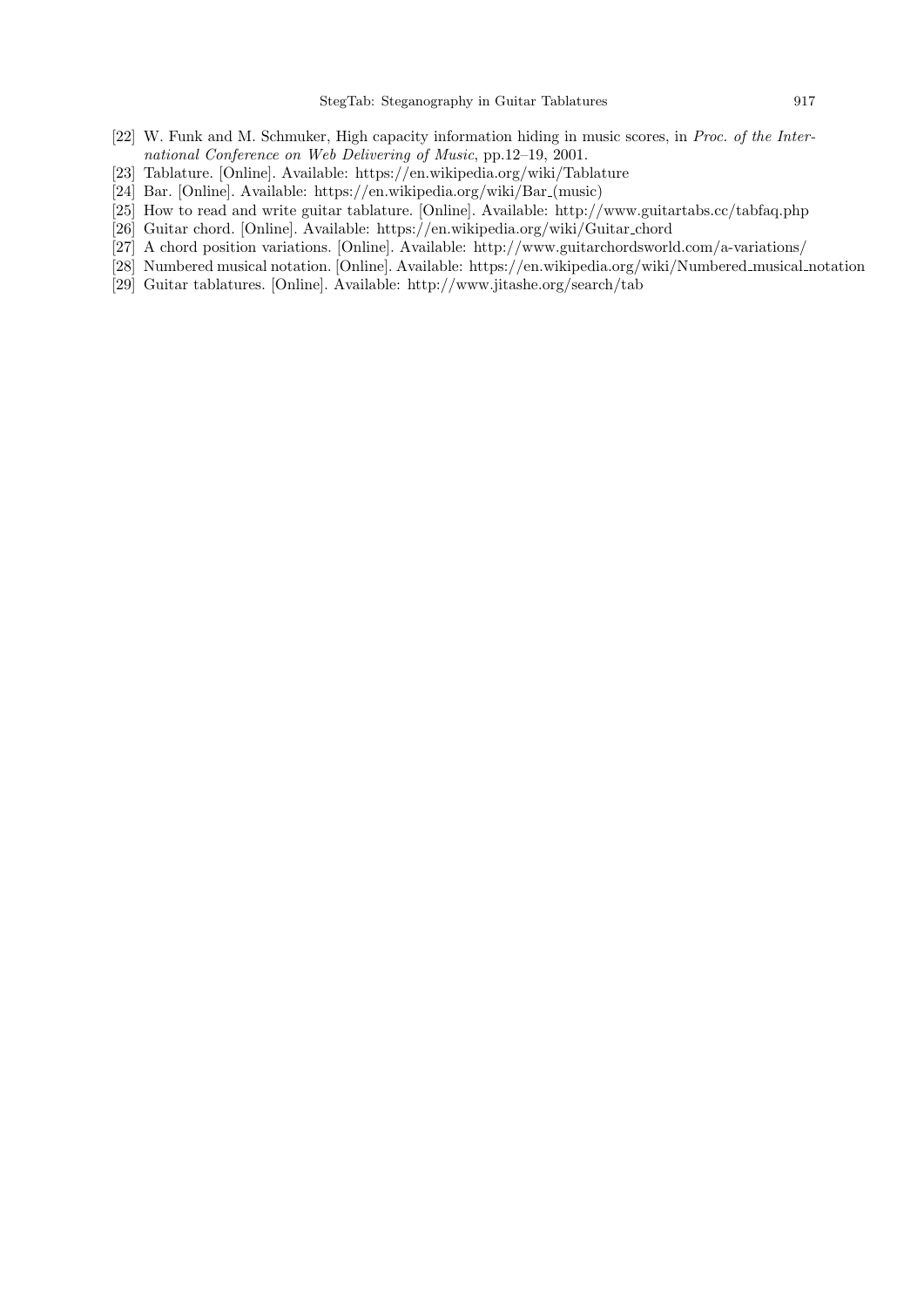[22] W. Funk and M. Schmuker, High capacity information hiding in music scores, in *Proc. of the International Conference on Web Delivering of Music*, pp.12–19, 2001.

[23] Tablature. [Online]. Available: https://en.wikipedia.org/wiki/Tablature

[24] Bar. [Online]. Available: https://en.wikipedia.org/wiki/Bar_(music)

[25] How to read and write guitar tablature. [Online]. Available: http://www.guitartabs.cc/tabfaq.php

[26] Guitar chord. [Online]. Available: https://en.wikipedia.org/wiki/Guitar_chord

[27] A chord position variations. [Online]. Available: http://www.guitarchordsworld.com/a-variations/

[28] Numbered musical notation. [Online]. Available: https://en.wikipedia.org/wiki/Numbered_musical_notation

[29] Guitar tablatures. [Online]. Available: http://www.jitashe.org/search/tab